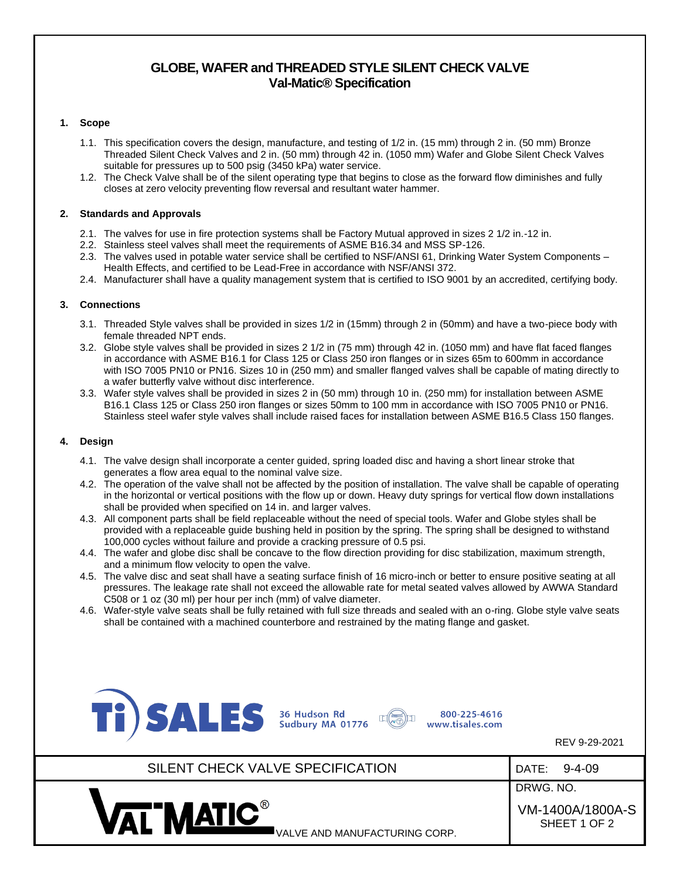# GLOBE, WAFER and THREADED STYLE SILENT CHECK VALVE
## Val-Matic® Specification

**1. Scope**

1.1. This specification covers the design, manufacture, and testing of 1/2 in. (15 mm) through 2 in. (50 mm) Bronze Threaded Silent Check Valves and 2 in. (50 mm) through 42 in. (1050 mm) Wafer and Globe Silent Check Valves suitable for pressures up to 500 psig (3450 kPa) water service.

1.2. The Check Valve shall be of the silent operating type that begins to close as the forward flow diminishes and fully closes at zero velocity preventing flow reversal and resultant water hammer.

**2. Standards and Approvals**

2.1. The valves for use in fire protection systems shall be Factory Mutual approved in sizes 2 1/2 in.-12 in.

2.2. Stainless steel valves shall meet the requirements of ASME B16.34 and MSS SP-126.

2.3. The valves used in potable water service shall be certified to NSF/ANSI 61, Drinking Water System Components – Health Effects, and certified to be Lead-Free in accordance with NSF/ANSI 372.

2.4. Manufacturer shall have a quality management system that is certified to ISO 9001 by an accredited, certifying body.

**3. Connections**

3.1. Threaded Style valves shall be provided in sizes 1/2 in (15mm) through 2 in (50mm) and have a two-piece body with female threaded NPT ends.

3.2. Globe style valves shall be provided in sizes 2 1/2 in (75 mm) through 42 in. (1050 mm) and have flat faced flanges in accordance with ASME B16.1 for Class 125 or Class 250 iron flanges or in sizes 65m to 600mm in accordance with ISO 7005 PN10 or PN16. Sizes 10 in (250 mm) and smaller flanged valves shall be capable of mating directly to a wafer butterfly valve without disc interference.

3.3. Wafer style valves shall be provided in sizes 2 in (50 mm) through 10 in. (250 mm) for installation between ASME B16.1 Class 125 or Class 250 iron flanges or sizes 50mm to 100 mm in accordance with ISO 7005 PN10 or PN16. Stainless steel wafer style valves shall include raised faces for installation between ASME B16.5 Class 150 flanges.

**4. Design**

4.1. The valve design shall incorporate a center guided, spring loaded disc and having a short linear stroke that generates a flow area equal to the nominal valve size.

4.2. The operation of the valve shall not be affected by the position of installation. The valve shall be capable of operating in the horizontal or vertical positions with the flow up or down. Heavy duty springs for vertical flow down installations shall be provided when specified on 14 in. and larger valves.

4.3. All component parts shall be field replaceable without the need of special tools. Wafer and Globe styles shall be provided with a replaceable guide bushing held in position by the spring. The spring shall be designed to withstand 100,000 cycles without failure and provide a cracking pressure of 0.5 psi.

4.4. The wafer and globe disc shall be concave to the flow direction providing for disc stabilization, maximum strength, and a minimum flow velocity to open the valve.

4.5. The valve disc and seat shall have a seating surface finish of 16 micro-inch or better to ensure positive seating at all pressures. The leakage rate shall not exceed the allowable rate for metal seated valves allowed by AWWA Standard C508 or 1 oz (30 ml) per hour per inch (mm) of valve diameter.

4.6. Wafer-style valve seats shall be fully retained with full size threads and sealed with an o-ring. Globe style valve seats shall be contained with a machined counterbore and restrained by the mating flange and gasket.

Ti SALES 36 Hudson Rd Sudbury MA 01776 800-225-4616 www.tisales.com

REV 9-29-2021

| SILENT CHECK VALVE SPECIFICATION | DATE: 9-4-09 |
|---|---|
| VAL-MATIC® VALVE AND MANUFACTURING CORP. | DRWG. NO. VM-1400A/1800A-S SHEET 1 OF 2 |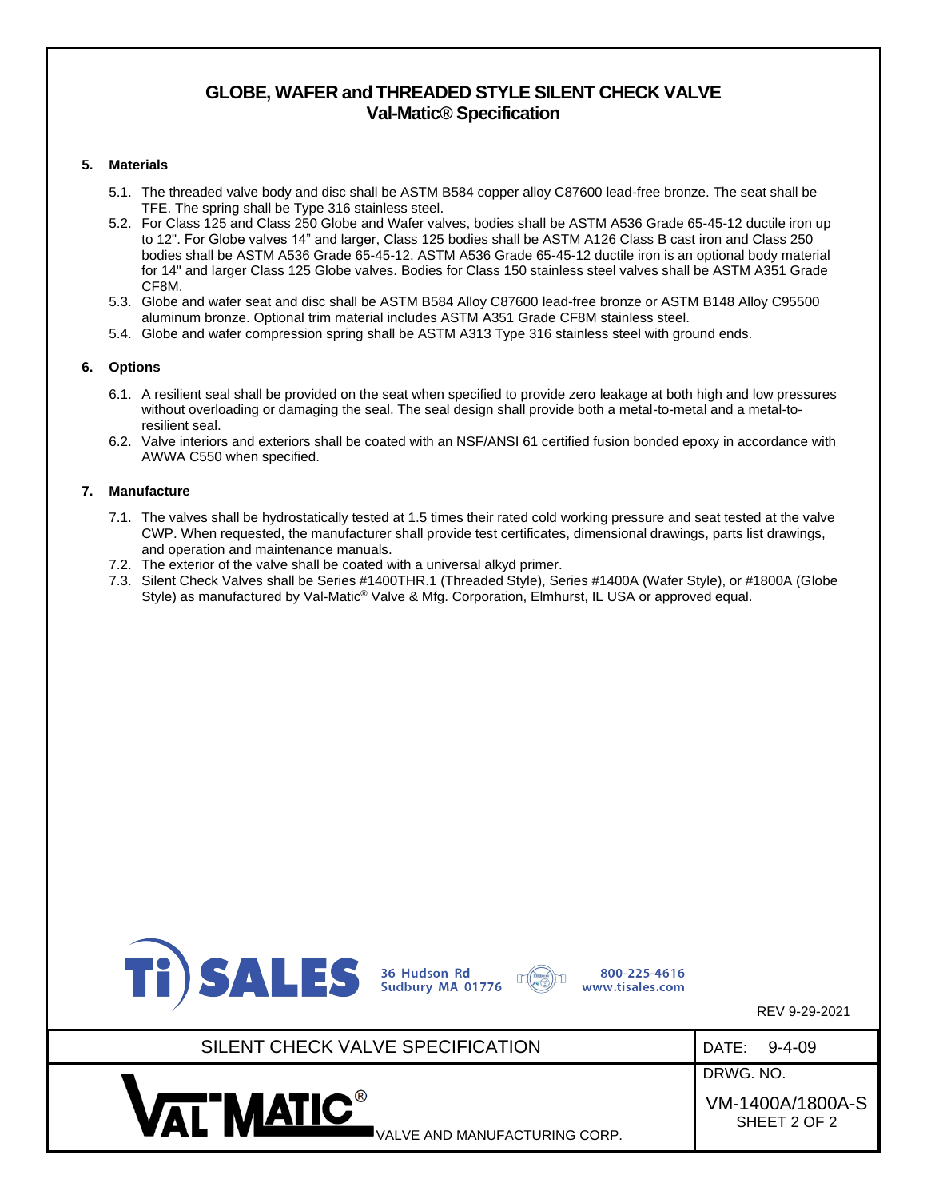# GLOBE, WAFER and THREADED STYLE SILENT CHECK VALVE
## Val-Matic® Specification

**5. Materials**

5.1. The threaded valve body and disc shall be ASTM B584 copper alloy C87600 lead-free bronze. The seat shall be TFE. The spring shall be Type 316 stainless steel.

5.2. For Class 125 and Class 250 Globe and Wafer valves, bodies shall be ASTM A536 Grade 65-45-12 ductile iron up to 12". For Globe valves 14" and larger, Class 125 bodies shall be ASTM A126 Class B cast iron and Class 250 bodies shall be ASTM A536 Grade 65-45-12. ASTM A536 Grade 65-45-12 ductile iron is an optional body material for 14" and larger Class 125 Globe valves. Bodies for Class 150 stainless steel valves shall be ASTM A351 Grade CF8M.

5.3. Globe and wafer seat and disc shall be ASTM B584 Alloy C87600 lead-free bronze or ASTM B148 Alloy C95500 aluminum bronze. Optional trim material includes ASTM A351 Grade CF8M stainless steel.

5.4. Globe and wafer compression spring shall be ASTM A313 Type 316 stainless steel with ground ends.

**6. Options**

6.1. A resilient seal shall be provided on the seat when specified to provide zero leakage at both high and low pressures without overloading or damaging the seal. The seal design shall provide both a metal-to-metal and a metal-to-resilient seal.

6.2. Valve interiors and exteriors shall be coated with an NSF/ANSI 61 certified fusion bonded epoxy in accordance with AWWA C550 when specified.

**7. Manufacture**

7.1. The valves shall be hydrostatically tested at 1.5 times their rated cold working pressure and seat tested at the valve CWP. When requested, the manufacturer shall provide test certificates, dimensional drawings, parts list drawings, and operation and maintenance manuals.

7.2. The exterior of the valve shall be coated with a universal alkyd primer.

7.3. Silent Check Valves shall be Series #1400THR.1 (Threaded Style), Series #1400A (Wafer Style), or #1800A (Globe Style) as manufactured by Val-Matic® Valve & Mfg. Corporation, Elmhurst, IL USA or approved equal.

Ti) SALES 36 Hudson Rd Sudbury MA 01776 800-225-4616 www.tisales.com

REV 9-29-2021

| | |
|---|---|
| SILENT CHECK VALVE SPECIFICATION | DATE: 9-4-09 |
| VAL-MATIC® VALVE AND MANUFACTURING CORP. | DRWG. NO. VM-1400A/1800A-S SHEET 2 OF 2 |